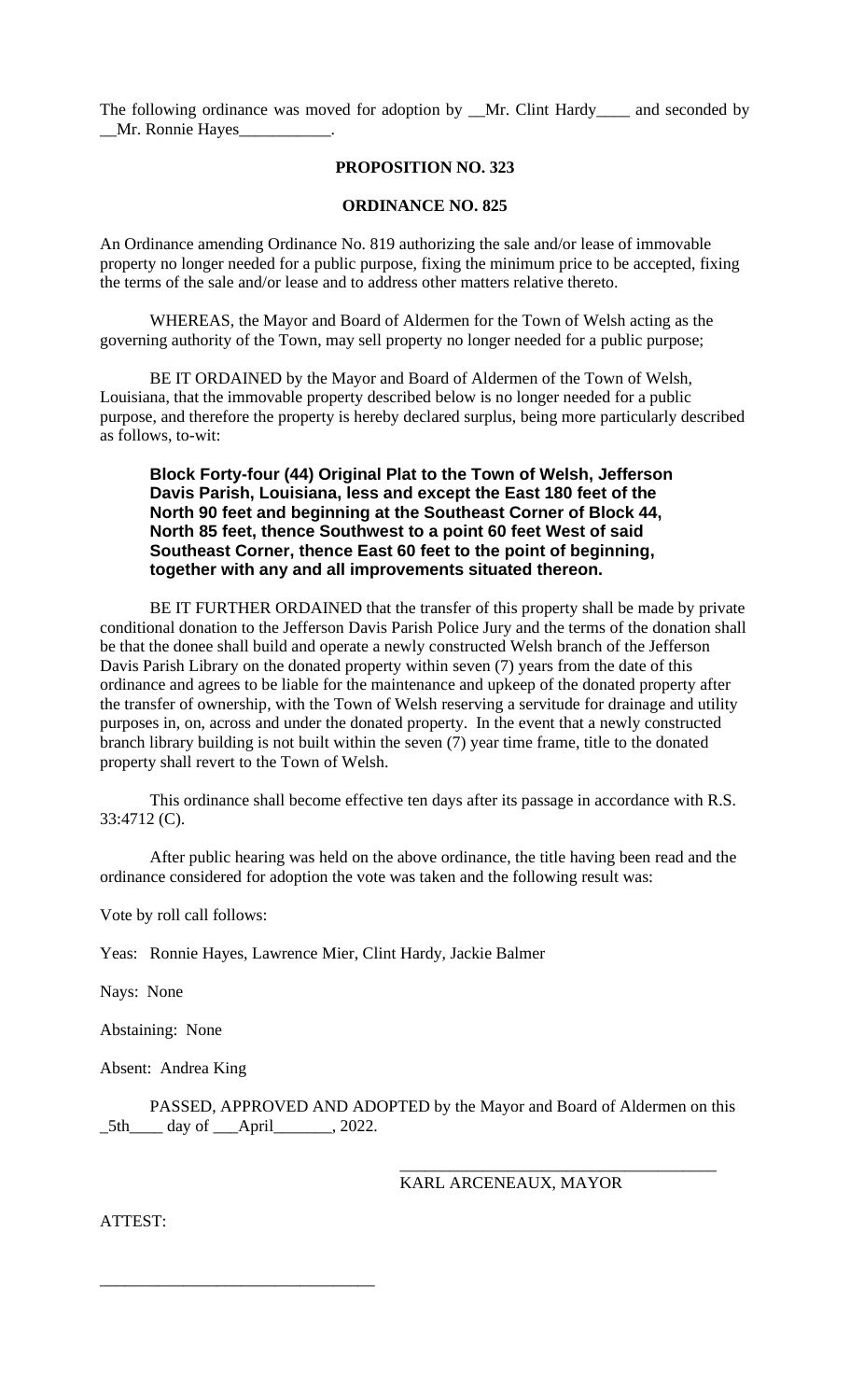The following ordinance was moved for adoption by __Mr. Clint Hardy____ and seconded by __Mr. Ronnie Hayes___________.

**PROPOSITION NO. 323**

**ORDINANCE NO. 825**

An Ordinance amending Ordinance No. 819 authorizing the sale and/or lease of immovable property no longer needed for a public purpose, fixing the minimum price to be accepted, fixing the terms of the sale and/or lease and to address other matters relative thereto.

WHEREAS, the Mayor and Board of Aldermen for the Town of Welsh acting as the governing authority of the Town, may sell property no longer needed for a public purpose;

BE IT ORDAINED by the Mayor and Board of Aldermen of the Town of Welsh, Louisiana, that the immovable property described below is no longer needed for a public purpose, and therefore the property is hereby declared surplus, being more particularly described as follows, to-wit:

> **Block Forty-four (44) Original Plat to the Town of Welsh, Jefferson Davis Parish, Louisiana, less and except the East 180 feet of the North 90 feet and beginning at the Southeast Corner of Block 44, North 85 feet, thence Southwest to a point 60 feet West of said Southeast Corner, thence East 60 feet to the point of beginning, together with any and all improvements situated thereon.**

BE IT FURTHER ORDAINED that the transfer of this property shall be made by private conditional donation to the Jefferson Davis Parish Police Jury and the terms of the donation shall be that the donee shall build and operate a newly constructed Welsh branch of the Jefferson Davis Parish Library on the donated property within seven (7) years from the date of this ordinance and agrees to be liable for the maintenance and upkeep of the donated property after the transfer of ownership, with the Town of Welsh reserving a servitude for drainage and utility purposes in, on, across and under the donated property. In the event that a newly constructed branch library building is not built within the seven (7) year time frame, title to the donated property shall revert to the Town of Welsh.

This ordinance shall become effective ten days after its passage in accordance with R.S. 33:4712 (C).

After public hearing was held on the above ordinance, the title having been read and the ordinance considered for adoption the vote was taken and the following result was:

Vote by roll call follows:

Yeas: Ronnie Hayes, Lawrence Mier, Clint Hardy, Jackie Balmer

Nays: None

Abstaining: None

Absent: Andrea King

PASSED, APPROVED AND ADOPTED by the Mayor and Board of Aldermen on this _5th____ day of ___April_______, 2022.

_____________________________________
KARL ARCENEAUX, MAYOR

ATTEST:

_________________________________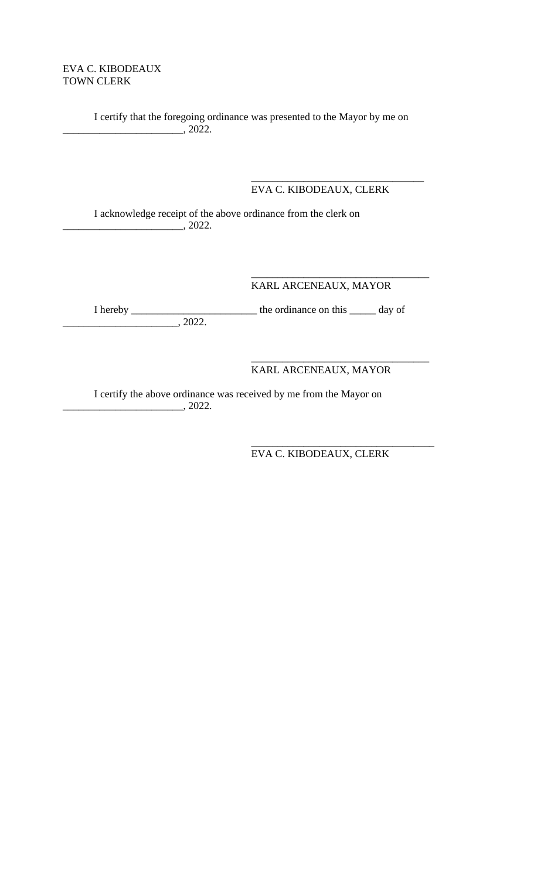EVA C. KIBODEAUX
TOWN CLERK

I certify that the foregoing ordinance was presented to the Mayor by me on _______________________, 2022.

__________________________________
EVA C. KIBODEAUX, CLERK

I acknowledge receipt of the above ordinance from the clerk on _______________________, 2022.

___________________________________
KARL ARCENEAUX, MAYOR

I hereby ________________________ the ordinance on this _____ day of ______________________, 2022.

___________________________________
KARL ARCENEAUX, MAYOR

I certify the above ordinance was received by me from the Mayor on _______________________, 2022.

____________________________________
EVA C. KIBODEAUX, CLERK